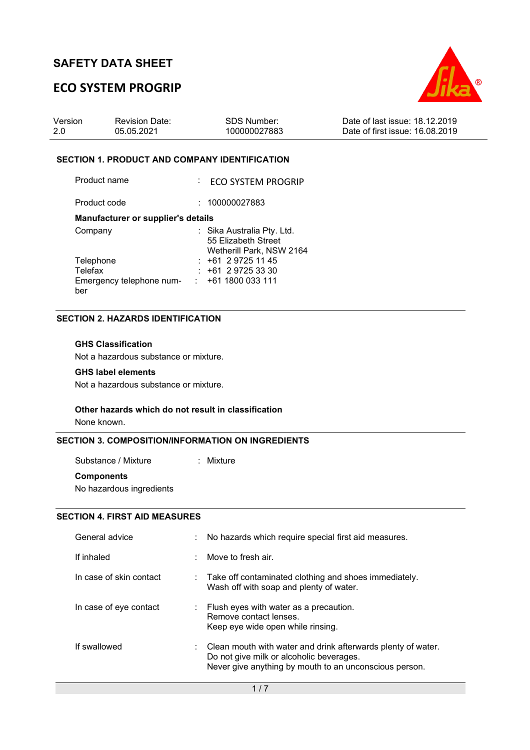# SAFETY DATA SHEET

## ECO SYSTEM PROGRIP

| Version | Revision Date: | SDS Number: | Date of last issue: 18.12.2019 |
|---|---|---|---|
| 2.0 | 05.05.2021 | 100000027883 | Date of first issue: 16.08.2019 |

### SECTION 1. PRODUCT AND COMPANY IDENTIFICATION

Product name : ECO SYSTEM PROGRIP

Product code : 100000027883

**Manufacturer or supplier's details**

Company : Sika Australia Pty. Ltd.
55 Elizabeth Street
Wetherill Park, NSW 2164

Telephone : +61 2 9725 11 45

Telefax : +61 2 9725 33 30

Emergency telephone number : +61 1800 033 111

### SECTION 2. HAZARDS IDENTIFICATION

**GHS Classification**

Not a hazardous substance or mixture.

**GHS label elements**

Not a hazardous substance or mixture.

**Other hazards which do not result in classification**

None known.

### SECTION 3. COMPOSITION/INFORMATION ON INGREDIENTS

Substance / Mixture : Mixture

**Components**

No hazardous ingredients

### SECTION 4. FIRST AID MEASURES

General advice : No hazards which require special first aid measures.

If inhaled : Move to fresh air.

In case of skin contact : Take off contaminated clothing and shoes immediately.
Wash off with soap and plenty of water.

In case of eye contact : Flush eyes with water as a precaution.
Remove contact lenses.
Keep eye wide open while rinsing.

If swallowed : Clean mouth with water and drink afterwards plenty of water.
Do not give milk or alcoholic beverages.
Never give anything by mouth to an unconscious person.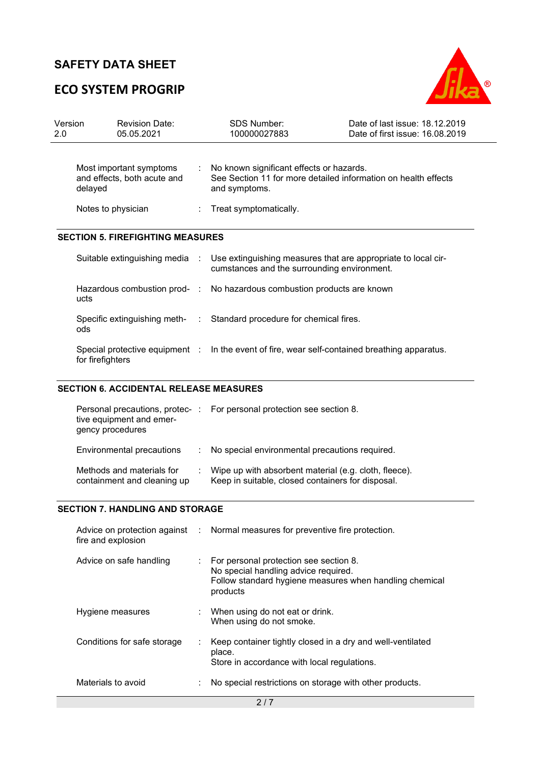| | | |
|---|---|---|
| Most important symptoms and effects, both acute and delayed | : | No known significant effects or hazards.<br>See Section 11 for more detailed information on health effects and symptoms. |
| Notes to physician | : | Treat symptomatically. |

## SECTION 5. FIREFIGHTING MEASURES

| | | |
|---|---|---|
| Suitable extinguishing media | : | Use extinguishing measures that are appropriate to local circumstances and the surrounding environment. |
| Hazardous combustion products | : | No hazardous combustion products are known |
| Specific extinguishing methods | : | Standard procedure for chemical fires. |
| Special protective equipment for firefighters | : | In the event of fire, wear self-contained breathing apparatus. |

## SECTION 6. ACCIDENTAL RELEASE MEASURES

| | | |
|---|---|---|
| Personal precautions, protective equipment and emergency procedures | : | For personal protection see section 8. |
| Environmental precautions | : | No special environmental precautions required. |
| Methods and materials for containment and cleaning up | : | Wipe up with absorbent material (e.g. cloth, fleece).<br>Keep in suitable, closed containers for disposal. |

## SECTION 7. HANDLING AND STORAGE

| | | |
|---|---|---|
| Advice on protection against fire and explosion | : | Normal measures for preventive fire protection. |
| Advice on safe handling | : | For personal protection see section 8.<br>No special handling advice required.<br>Follow standard hygiene measures when handling chemical products |
| Hygiene measures | : | When using do not eat or drink.<br>When using do not smoke. |
| Conditions for safe storage | : | Keep container tightly closed in a dry and well-ventilated place.<br>Store in accordance with local regulations. |
| Materials to avoid | : | No special restrictions on storage with other products. |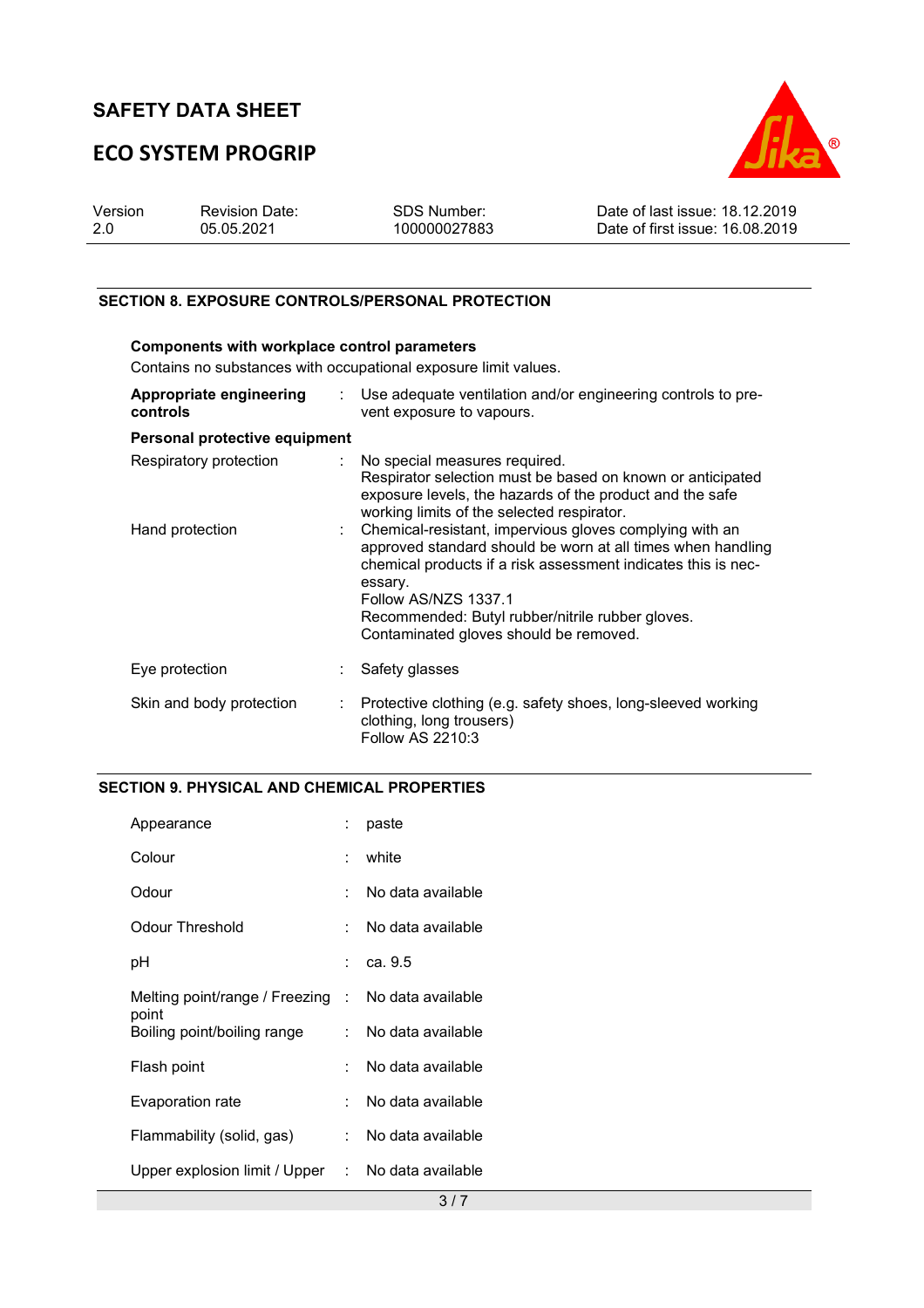## SECTION 8. EXPOSURE CONTROLS/PERSONAL PROTECTION

**Components with workplace control parameters**

Contains no substances with occupational exposure limit values.

| | | |
|---|---|---|
| **Appropriate engineering controls** | : | Use adequate ventilation and/or engineering controls to prevent exposure to vapours. |

**Personal protective equipment**

| | | |
|---|---|---|
| Respiratory protection | : | No special measures required. Respirator selection must be based on known or anticipated exposure levels, the hazards of the product and the safe working limits of the selected respirator. |
| Hand protection | : | Chemical-resistant, impervious gloves complying with an approved standard should be worn at all times when handling chemical products if a risk assessment indicates this is necessary. Follow AS/NZS 1337.1 Recommended: Butyl rubber/nitrile rubber gloves. Contaminated gloves should be removed. |
| Eye protection | : | Safety glasses |
| Skin and body protection | : | Protective clothing (e.g. safety shoes, long-sleeved working clothing, long trousers) Follow AS 2210:3 |

## SECTION 9. PHYSICAL AND CHEMICAL PROPERTIES

| | | |
|---|---|---|
| Appearance | : | paste |
| Colour | : | white |
| Odour | : | No data available |
| Odour Threshold | : | No data available |
| pH | : | ca. 9.5 |
| Melting point/range / Freezing point | : | No data available |
| Boiling point/boiling range | : | No data available |
| Flash point | : | No data available |
| Evaporation rate | : | No data available |
| Flammability (solid, gas) | : | No data available |
| Upper explosion limit / Upper | : | No data available |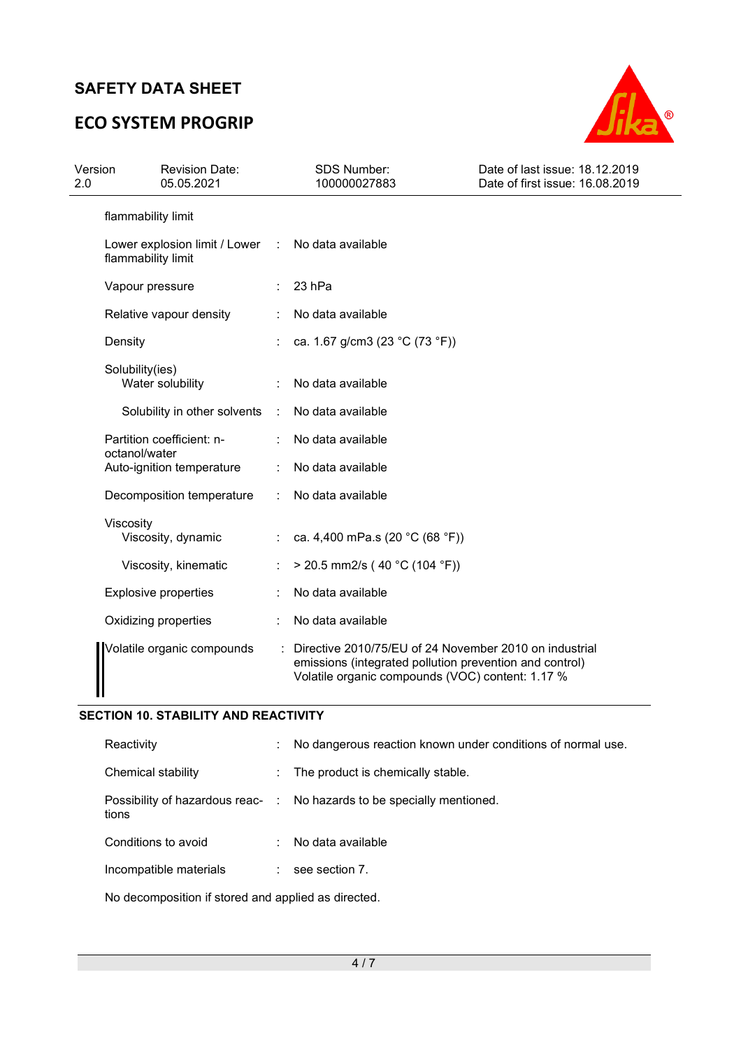| | | |
|---|---|---|
| flammability limit | | |
| Lower explosion limit / Lower flammability limit | : | No data available |
| Vapour pressure | : | 23 hPa |
| Relative vapour density | : | No data available |
| Density | : | ca. 1.67 g/cm3 (23 °C (73 °F)) |
| Solubility(ies) | | |
| Water solubility | : | No data available |
| Solubility in other solvents | : | No data available |
| Partition coefficient: n-octanol/water | : | No data available |
| Auto-ignition temperature | : | No data available |
| Decomposition temperature | : | No data available |
| Viscosity | | |
| Viscosity, dynamic | : | ca. 4,400 mPa.s (20 °C (68 °F)) |
| Viscosity, kinematic | : | > 20.5 mm2/s ( 40 °C (104 °F)) |
| Explosive properties | : | No data available |
| Oxidizing properties | : | No data available |
| Volatile organic compounds | : | Directive 2010/75/EU of 24 November 2010 on industrial emissions (integrated pollution prevention and control) Volatile organic compounds (VOC) content: 1.17 % |

## SECTION 10. STABILITY AND REACTIVITY

| | | |
|---|---|---|
| Reactivity | : | No dangerous reaction known under conditions of normal use. |
| Chemical stability | : | The product is chemically stable. |
| Possibility of hazardous reactions | : | No hazards to be specially mentioned. |
| Conditions to avoid | : | No data available |
| Incompatible materials | : | see section 7. |

No decomposition if stored and applied as directed.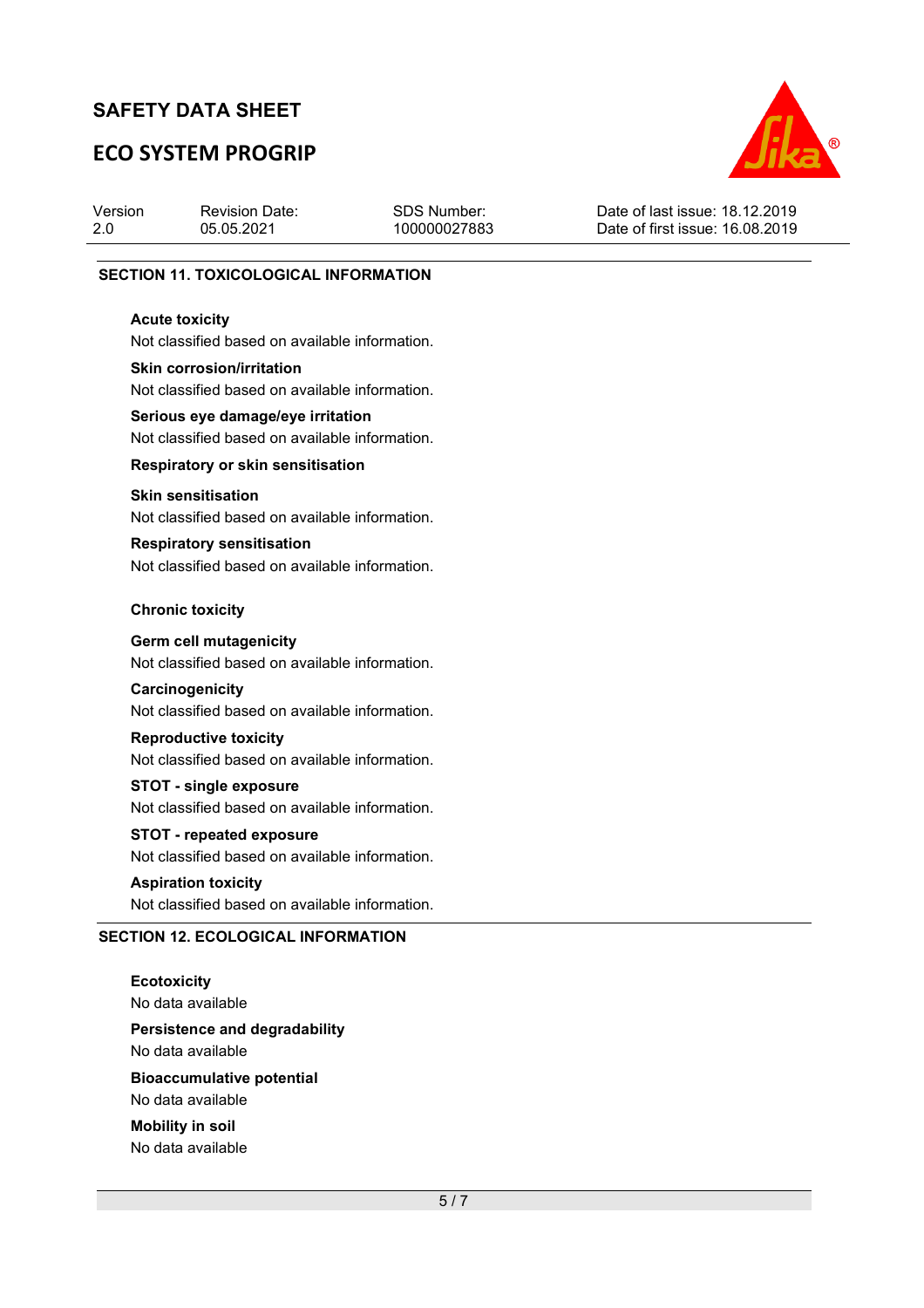## SECTION 11. TOXICOLOGICAL INFORMATION

**Acute toxicity**

Not classified based on available information.

**Skin corrosion/irritation**

Not classified based on available information.

**Serious eye damage/eye irritation**

Not classified based on available information.

**Respiratory or skin sensitisation**

**Skin sensitisation**

Not classified based on available information.

**Respiratory sensitisation**

Not classified based on available information.

**Chronic toxicity**

**Germ cell mutagenicity**

Not classified based on available information.

**Carcinogenicity**

Not classified based on available information.

**Reproductive toxicity**

Not classified based on available information.

**STOT - single exposure**

Not classified based on available information.

**STOT - repeated exposure**

Not classified based on available information.

**Aspiration toxicity**

Not classified based on available information.

## SECTION 12. ECOLOGICAL INFORMATION

**Ecotoxicity**

No data available

**Persistence and degradability**

No data available

**Bioaccumulative potential**

No data available

**Mobility in soil**

No data available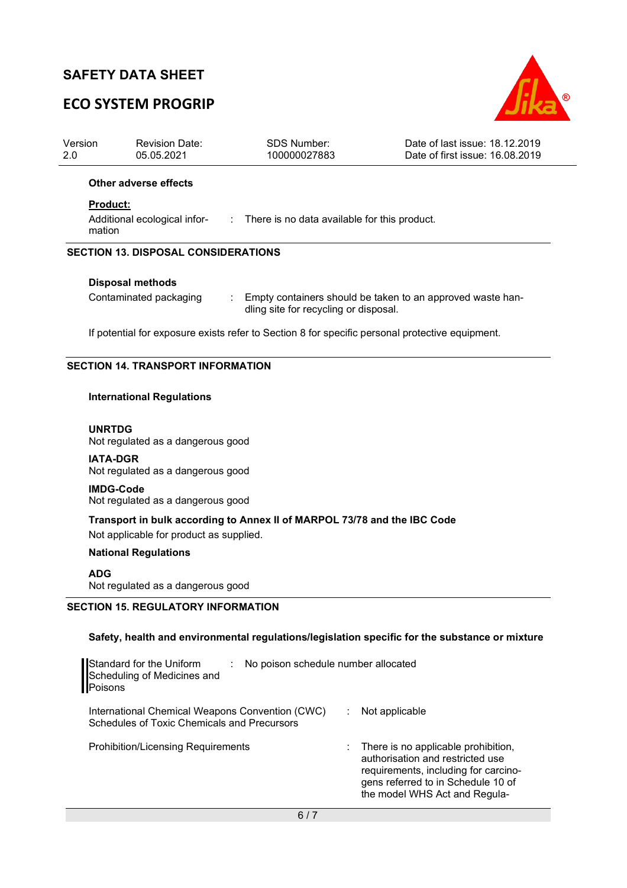**Other adverse effects**

**Product:**

| | | |
|---|---|---|
| Additional ecological information | : | There is no data available for this product. |

## SECTION 13. DISPOSAL CONSIDERATIONS

**Disposal methods**

| | | |
|---|---|---|
| Contaminated packaging | : | Empty containers should be taken to an approved waste handling site for recycling or disposal. |

If potential for exposure exists refer to Section 8 for specific personal protective equipment.

## SECTION 14. TRANSPORT INFORMATION

**International Regulations**

**UNRTDG**
Not regulated as a dangerous good

**IATA-DGR**
Not regulated as a dangerous good

**IMDG-Code**
Not regulated as a dangerous good

**Transport in bulk according to Annex II of MARPOL 73/78 and the IBC Code**
Not applicable for product as supplied.

**National Regulations**

**ADG**
Not regulated as a dangerous good

## SECTION 15. REGULATORY INFORMATION

**Safety, health and environmental regulations/legislation specific for the substance or mixture**

| | | |
|---|---|---|
| Standard for the Uniform Scheduling of Medicines and Poisons | : | No poison schedule number allocated |
| International Chemical Weapons Convention (CWC) Schedules of Toxic Chemicals and Precursors | : | Not applicable |
| Prohibition/Licensing Requirements | : | There is no applicable prohibition, authorisation and restricted use requirements, including for carcinogens referred to in Schedule 10 of the model WHS Act and Regula- |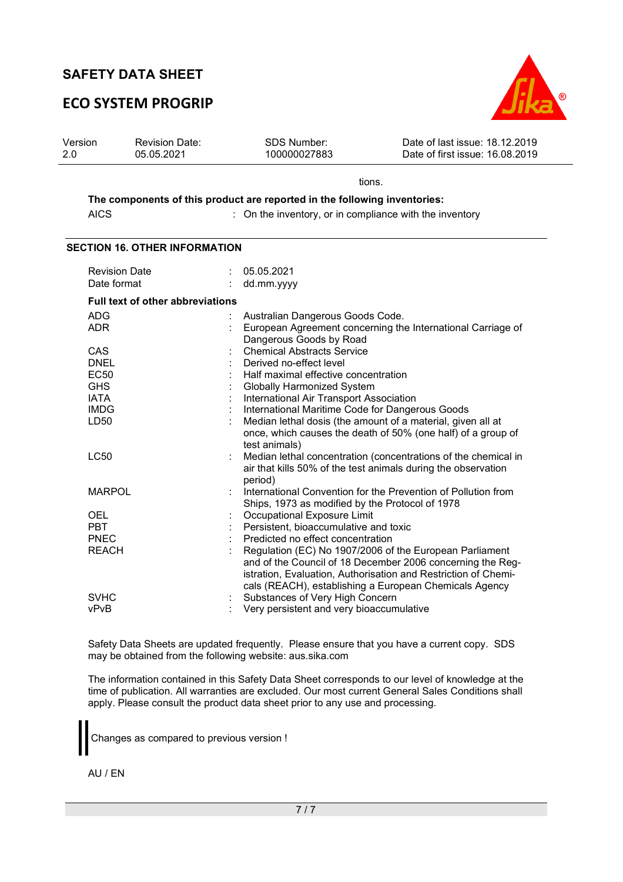tions.

**The components of this product are reported in the following inventories:**

| | |
|---|---|
| AICS | : On the inventory, or in compliance with the inventory |

## SECTION 16. OTHER INFORMATION

| | |
|---|---|
| Revision Date | : 05.05.2021 |
| Date format | : dd.mm.yyyy |

**Full text of other abbreviations**

| | |
|---|---|
| ADG | : Australian Dangerous Goods Code. |
| ADR | : European Agreement concerning the International Carriage of Dangerous Goods by Road |
| CAS | : Chemical Abstracts Service |
| DNEL | : Derived no-effect level |
| EC50 | : Half maximal effective concentration |
| GHS | : Globally Harmonized System |
| IATA | : International Air Transport Association |
| IMDG | : International Maritime Code for Dangerous Goods |
| LD50 | : Median lethal dosis (the amount of a material, given all at once, which causes the death of 50% (one half) of a group of test animals) |
| LC50 | : Median lethal concentration (concentrations of the chemical in air that kills 50% of the test animals during the observation period) |
| MARPOL | : International Convention for the Prevention of Pollution from Ships, 1973 as modified by the Protocol of 1978 |
| OEL | : Occupational Exposure Limit |
| PBT | : Persistent, bioaccumulative and toxic |
| PNEC | : Predicted no effect concentration |
| REACH | : Regulation (EC) No 1907/2006 of the European Parliament and of the Council of 18 December 2006 concerning the Registration, Evaluation, Authorisation and Restriction of Chemicals (REACH), establishing a European Chemicals Agency |
| SVHC | : Substances of Very High Concern |
| vPvB | : Very persistent and very bioaccumulative |

Safety Data Sheets are updated frequently. Please ensure that you have a current copy. SDS may be obtained from the following website: aus.sika.com

The information contained in this Safety Data Sheet corresponds to our level of knowledge at the time of publication. All warranties are excluded. Our most current General Sales Conditions shall apply. Please consult the product data sheet prior to any use and processing.

Changes as compared to previous version !

AU / EN